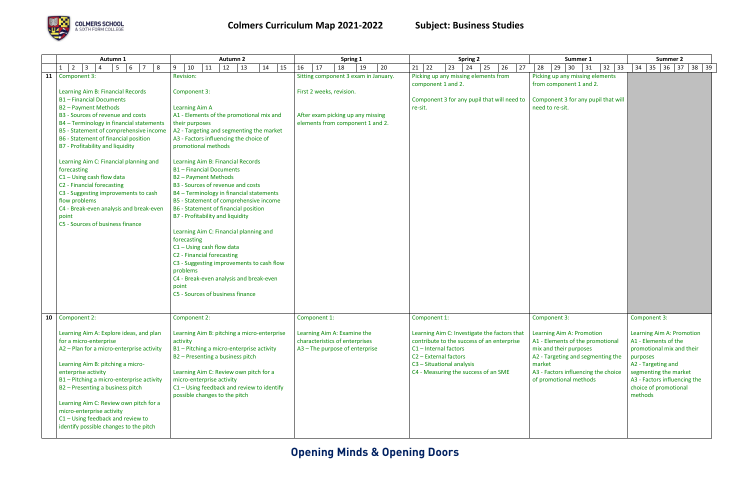# Colmers Curriculum Map 2021-2022 — Subject: Business Studies

| | Autumn 1 | Autumn 2 | Spring 1 | Spring 2 | Summer 1 | Summer 2 |
|---|---|---|---|---|---|---|
| | 1 2 3 4 5 6 7 8 | 9 10 11 12 13 14 15 | 16 17 18 19 20 | 21 22 23 24 25 26 27 | 28 29 30 31 32 33 | 34 35 36 37 38 39 |
| **11** | Component 3:<br><br>Learning Aim B: Financial Records<br>B1 – Financial Documents<br>B2 – Payment Methods<br>B3 - Sources of revenue and costs<br>B4 – Terminology in financial statements<br>B5 - Statement of comprehensive income<br>B6 - Statement of financial position<br>B7 - Profitability and liquidity<br><br>Learning Aim C: Financial planning and forecasting<br>C1 – Using cash flow data<br>C2 - Financial forecasting<br>C3 - Suggesting improvements to cash flow problems<br>C4 - Break-even analysis and break-even point<br>C5 - Sources of business finance | Revision:<br><br>Component 3:<br><br>Learning Aim A<br>A1 - Elements of the promotional mix and their purposes<br>A2 - Targeting and segmenting the market<br>A3 - Factors influencing the choice of promotional methods<br><br>Learning Aim B: Financial Records<br>B1 – Financial Documents<br>B2 – Payment Methods<br>B3 - Sources of revenue and costs<br>B4 – Terminology in financial statements<br>B5 - Statement of comprehensive income<br>B6 - Statement of financial position<br>B7 - Profitability and liquidity<br><br>Learning Aim C: Financial planning and forecasting<br>C1 – Using cash flow data<br>C2 - Financial forecasting<br>C3 - Suggesting improvements to cash flow problems<br>C4 - Break-even analysis and break-even point<br>C5 - Sources of business finance | Sitting component 3 exam in January.<br><br>First 2 weeks, revision.<br><br>After exam picking up any missing elements from component 1 and 2. | Picking up any missing elements from component 1 and 2.<br><br>Component 3 for any pupil that will need to re-sit. | Picking up any missing elements from component 1 and 2.<br><br>Component 3 for any pupil that will need to re-sit. | |
| **10** | Component 2:<br><br>Learning Aim A: Explore ideas, and plan for a micro-enterprise<br>A2 – Plan for a micro-enterprise activity<br><br>Learning Aim B: pitching a micro-enterprise activity<br>B1 – Pitching a micro-enterprise activity<br>B2 – Presenting a business pitch<br><br>Learning Aim C: Review own pitch for a micro-enterprise activity<br>C1 – Using feedback and review to identify possible changes to the pitch | Component 2:<br><br>Learning Aim B: pitching a micro-enterprise activity<br>B1 – Pitching a micro-enterprise activity<br>B2 – Presenting a business pitch<br><br>Learning Aim C: Review own pitch for a micro-enterprise activity<br>C1 – Using feedback and review to identify possible changes to the pitch | Component 1:<br><br>Learning Aim A: Examine the characteristics of enterprises<br>A3 – The purpose of enterprise | Component 1:<br><br>Learning Aim C: Investigate the factors that contribute to the success of an enterprise<br>C1 – Internal factors<br>C2 – External factors<br>C3 – Situational analysis<br>C4 - Measuring the success of an SME | Component 3:<br><br>Learning Aim A: Promotion<br>A1 - Elements of the promotional mix and their purposes<br>A2 - Targeting and segmenting the market<br>A3 - Factors influencing the choice of promotional methods | Component 3:<br><br>Learning Aim A: Promotion<br>A1 - Elements of the promotional mix and their purposes<br>A2 - Targeting and segmenting the market<br>A3 - Factors influencing the choice of promotional methods |

**Opening Minds & Opening Doors**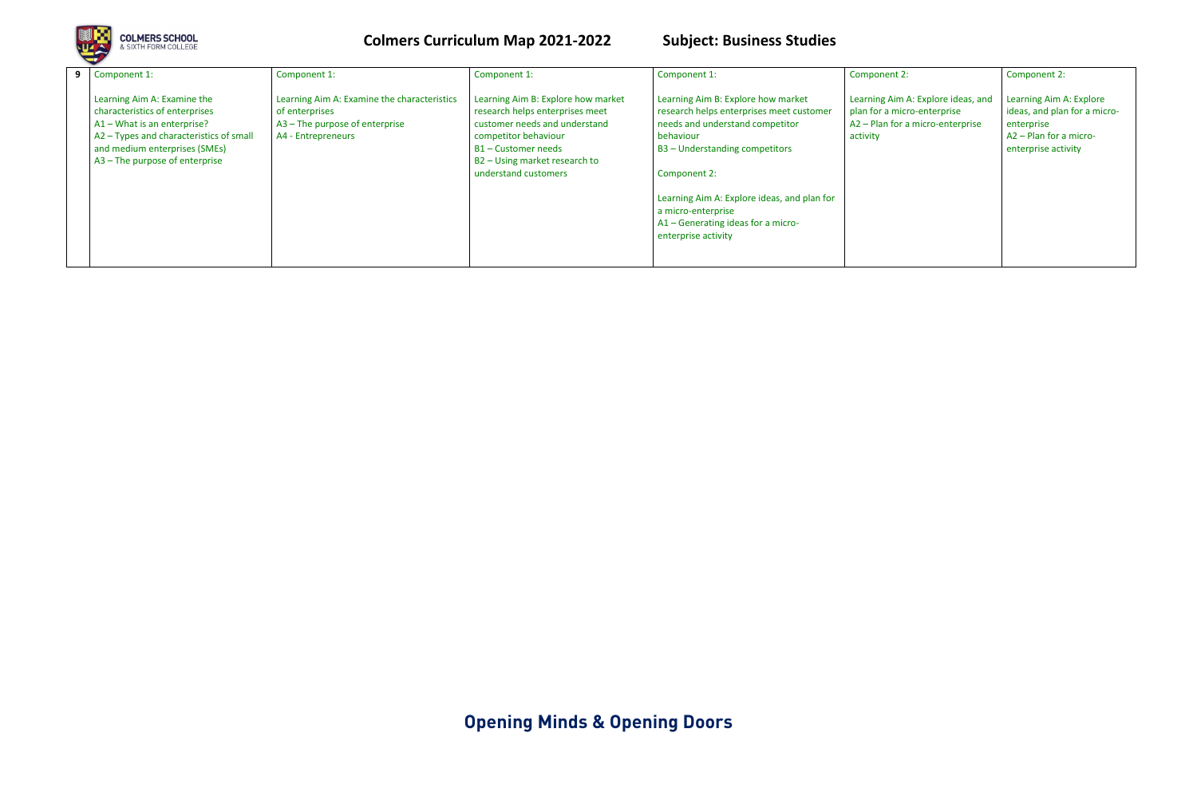# Colmers Curriculum Map 2021-2022 Subject: Business Studies

| | | | | | | |
|---|---|---|---|---|---|---|
| 9 | Component 1:<br><br>Learning Aim A: Examine the characteristics of enterprises<br>A1 – What is an enterprise?<br>A2 – Types and characteristics of small and medium enterprises (SMEs)<br>A3 – The purpose of enterprise | Component 1:<br><br>Learning Aim A: Examine the characteristics of enterprises<br>A3 – The purpose of enterprise<br>A4 - Entrepreneurs | Component 1:<br><br>Learning Aim B: Explore how market research helps enterprises meet customer needs and understand competitor behaviour<br>B1 – Customer needs<br>B2 – Using market research to understand customers | Component 1:<br><br>Learning Aim B: Explore how market research helps enterprises meet customer needs and understand competitor behaviour<br>B3 – Understanding competitors<br><br>Component 2:<br><br>Learning Aim A: Explore ideas, and plan for a micro-enterprise<br>A1 – Generating ideas for a micro-enterprise activity | Component 2:<br><br>Learning Aim A: Explore ideas, and plan for a micro-enterprise<br>A2 – Plan for a micro-enterprise activity | Component 2:<br><br>Learning Aim A: Explore ideas, and plan for a micro-enterprise<br>A2 – Plan for a micro-enterprise activity |

**Opening Minds & Opening Doors**